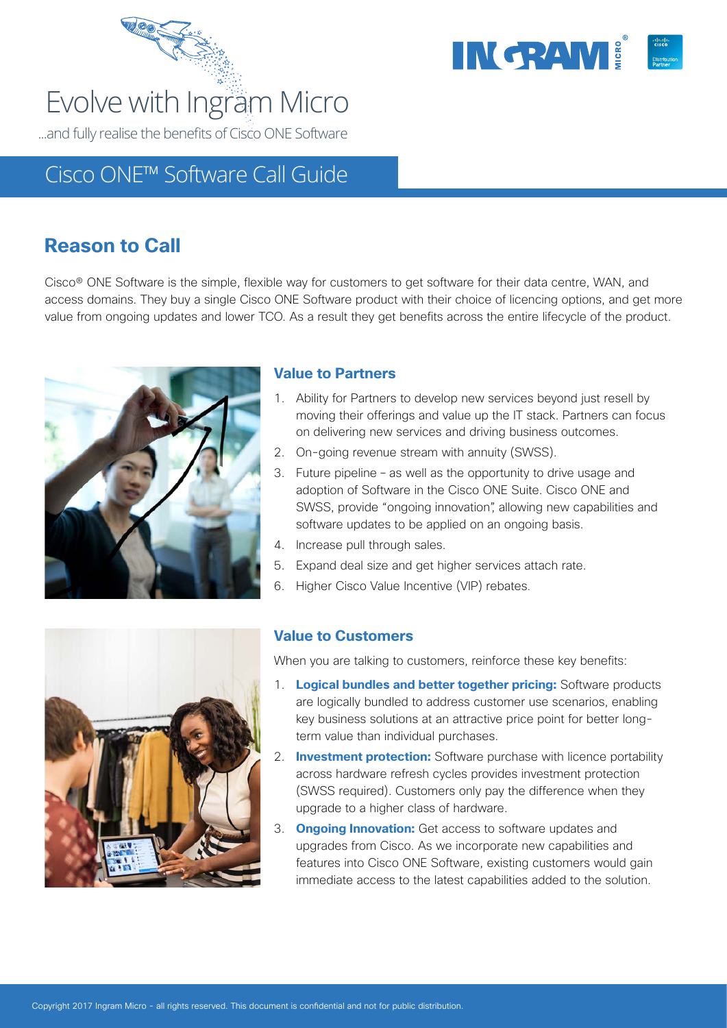# Evolve with Ingram Micro

...and fully realise the benefits of Cisco ONE Software

## Cisco ONE™ Software Call Guide

## Reason to Call

Cisco® ONE Software is the simple, flexible way for customers to get software for their data centre, WAN, and access domains. They buy a single Cisco ONE Software product with their choice of licencing options, and get more value from ongoing updates and lower TCO. As a result they get benefits across the entire lifecycle of the product.

### Value to Partners

1. Ability for Partners to develop new services beyond just resell by moving their offerings and value up the IT stack. Partners can focus on delivering new services and driving business outcomes.
2. On-going revenue stream with annuity (SWSS).
3. Future pipeline – as well as the opportunity to drive usage and adoption of Software in the Cisco ONE Suite. Cisco ONE and SWSS, provide "ongoing innovation", allowing new capabilities and software updates to be applied on an ongoing basis.
4. Increase pull through sales.
5. Expand deal size and get higher services attach rate.
6. Higher Cisco Value Incentive (VIP) rebates.

### Value to Customers

When you are talking to customers, reinforce these key benefits:

1. **Logical bundles and better together pricing:** Software products are logically bundled to address customer use scenarios, enabling key business solutions at an attractive price point for better long-term value than individual purchases.
2. **Investment protection:** Software purchase with licence portability across hardware refresh cycles provides investment protection (SWSS required). Customers only pay the difference when they upgrade to a higher class of hardware.
3. **Ongoing Innovation:** Get access to software updates and upgrades from Cisco. As we incorporate new capabilities and features into Cisco ONE Software, existing customers would gain immediate access to the latest capabilities added to the solution.

Copyright 2017 Ingram Micro - all rights reserved. This document is confidential and not for public distribution.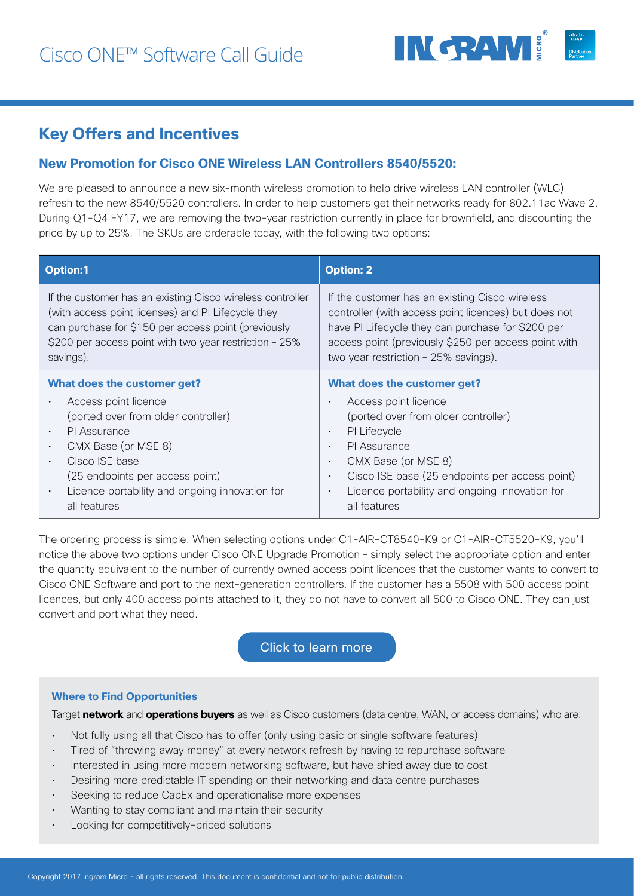## Key Offers and Incentives

### New Promotion for Cisco ONE Wireless LAN Controllers 8540/5520:

We are pleased to announce a new six-month wireless promotion to help drive wireless LAN controller (WLC) refresh to the new 8540/5520 controllers. In order to help customers get their networks ready for 802.11ac Wave 2. During Q1-Q4 FY17, we are removing the two-year restriction currently in place for brownfield, and discounting the price by up to 25%. The SKUs are orderable today, with the following two options:

| Option:1 | Option: 2 |
|---|---|
| If the customer has an existing Cisco wireless controller (with access point licenses) and PI Lifecycle they can purchase for $150 per access point (previously $200 per access point with two year restriction – 25% savings). | If the customer has an existing Cisco wireless controller (with access point licences) but does not have PI Lifecycle they can purchase for $200 per access point (previously $250 per access point with two year restriction – 25% savings). |
| **What does the customer get?**<br>• Access point licence (ported over from older controller)<br>• PI Assurance<br>• CMX Base (or MSE 8)<br>• Cisco ISE base (25 endpoints per access point)<br>• Licence portability and ongoing innovation for all features | **What does the customer get?**<br>• Access point licence (ported over from older controller)<br>• PI Lifecycle<br>• PI Assurance<br>• CMX Base (or MSE 8)<br>• Cisco ISE base (25 endpoints per access point)<br>• Licence portability and ongoing innovation for all features |

The ordering process is simple. When selecting options under C1-AIR-CT8540-K9 or C1-AIR-CT5520-K9, you'll notice the above two options under Cisco ONE Upgrade Promotion – simply select the appropriate option and enter the quantity equivalent to the number of currently owned access point licences that the customer wants to convert to Cisco ONE Software and port to the next-generation controllers. If the customer has a 5508 with 500 access point licences, but only 400 access points attached to it, they do not have to convert all 500 to Cisco ONE. They can just convert and port what they need.

Click to learn more

#### Where to Find Opportunities

Target **network** and **operations buyers** as well as Cisco customers (data centre, WAN, or access domains) who are:

- Not fully using all that Cisco has to offer (only using basic or single software features)
- Tired of "throwing away money" at every network refresh by having to repurchase software
- Interested in using more modern networking software, but have shied away due to cost
- Desiring more predictable IT spending on their networking and data centre purchases
- Seeking to reduce CapEx and operationalise more expenses
- Wanting to stay compliant and maintain their security
- Looking for competitively-priced solutions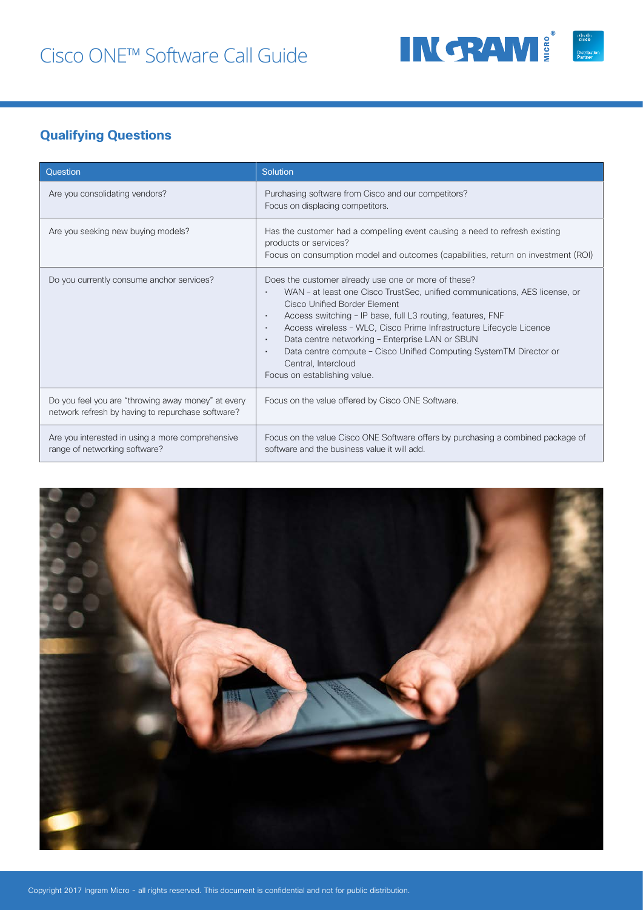## Qualifying Questions

| Question | Solution |
|---|---|
| Are you consolidating vendors? | Purchasing software from Cisco and our competitors?<br>Focus on displacing competitors. |
| Are you seeking new buying models? | Has the customer had a compelling event causing a need to refresh existing products or services?<br>Focus on consumption model and outcomes (capabilities, return on investment (ROI) |
| Do you currently consume anchor services? | Does the customer already use one or more of these?<br>• WAN – at least one Cisco TrustSec, unified communications, AES license, or Cisco Unified Border Element<br>• Access switching – IP base, full L3 routing, features, FNF<br>• Access wireless – WLC, Cisco Prime Infrastructure Lifecycle Licence<br>• Data centre networking – Enterprise LAN or SBUN<br>• Data centre compute – Cisco Unified Computing SystemTM Director or Central, Intercloud<br>Focus on establishing value. |
| Do you feel you are "throwing away money" at every network refresh by having to repurchase software? | Focus on the value offered by Cisco ONE Software. |
| Are you interested in using a more comprehensive range of networking software? | Focus on the value Cisco ONE Software offers by purchasing a combined package of software and the business value it will add. |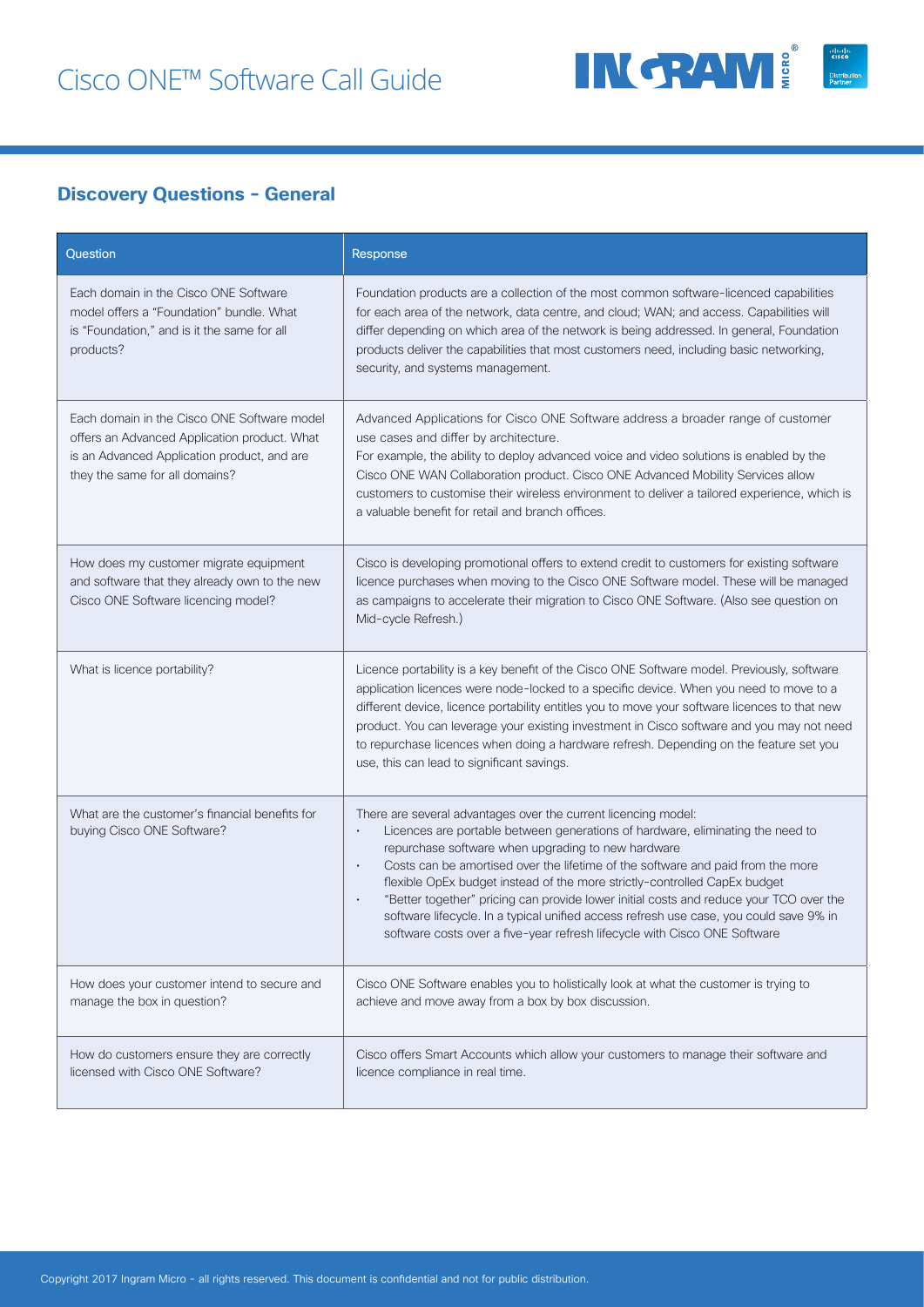# Cisco ONE™ Software Call Guide

## Discovery Questions - General

| Question | Response |
| --- | --- |
| Each domain in the Cisco ONE Software model offers a "Foundation" bundle. What is "Foundation," and is it the same for all products? | Foundation products are a collection of the most common software-licenced capabilities for each area of the network, data centre, and cloud; WAN; and access. Capabilities will differ depending on which area of the network is being addressed. In general, Foundation products deliver the capabilities that most customers need, including basic networking, security, and systems management. |
| Each domain in the Cisco ONE Software model offers an Advanced Application product. What is an Advanced Application product, and are they the same for all domains? | Advanced Applications for Cisco ONE Software address a broader range of customer use cases and differ by architecture.<br>For example, the ability to deploy advanced voice and video solutions is enabled by the Cisco ONE WAN Collaboration product. Cisco ONE Advanced Mobility Services allow customers to customise their wireless environment to deliver a tailored experience, which is a valuable benefit for retail and branch offices. |
| How does my customer migrate equipment and software that they already own to the new Cisco ONE Software licencing model? | Cisco is developing promotional offers to extend credit to customers for existing software licence purchases when moving to the Cisco ONE Software model. These will be managed as campaigns to accelerate their migration to Cisco ONE Software. (Also see question on Mid-cycle Refresh.) |
| What is licence portability? | Licence portability is a key benefit of the Cisco ONE Software model. Previously, software application licences were node-locked to a specific device. When you need to move to a different device, licence portability entitles you to move your software licences to that new product. You can leverage your existing investment in Cisco software and you may not need to repurchase licences when doing a hardware refresh. Depending on the feature set you use, this can lead to significant savings. |
| What are the customer's financial benefits for buying Cisco ONE Software? | There are several advantages over the current licencing model:<br>• Licences are portable between generations of hardware, eliminating the need to repurchase software when upgrading to new hardware<br>• Costs can be amortised over the lifetime of the software and paid from the more flexible OpEx budget instead of the more strictly-controlled CapEx budget<br>• "Better together" pricing can provide lower initial costs and reduce your TCO over the software lifecycle. In a typical unified access refresh use case, you could save 9% in software costs over a five-year refresh lifecycle with Cisco ONE Software |
| How does your customer intend to secure and manage the box in question? | Cisco ONE Software enables you to holistically look at what the customer is trying to achieve and move away from a box by box discussion. |
| How do customers ensure they are correctly licensed with Cisco ONE Software? | Cisco offers Smart Accounts which allow your customers to manage their software and licence compliance in real time. |

Copyright 2017 Ingram Micro - all rights reserved. This document is confidential and not for public distribution.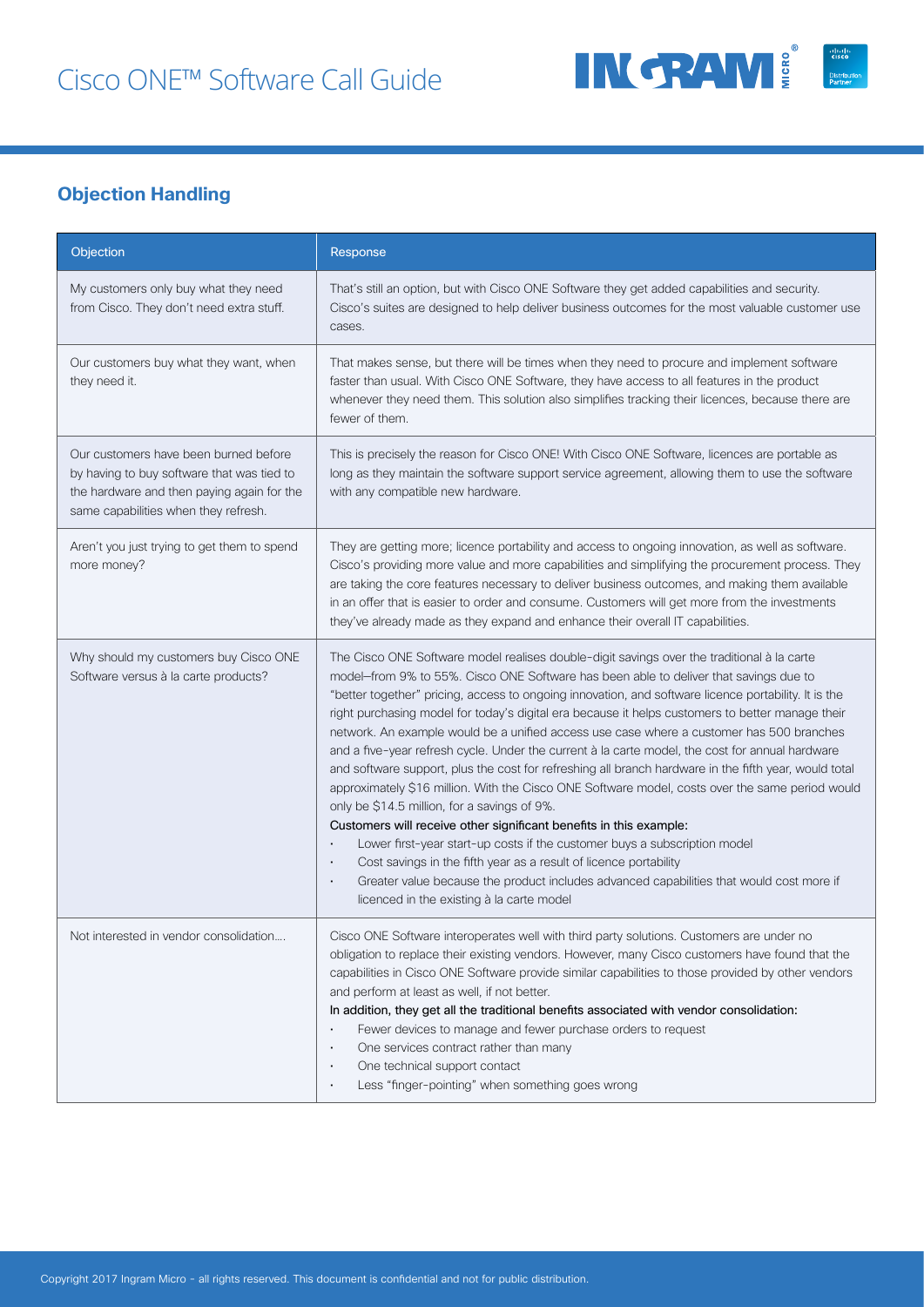## Objection Handling

| Objection | Response |
| --- | --- |
| My customers only buy what they need from Cisco. They don't need extra stuff. | That's still an option, but with Cisco ONE Software they get added capabilities and security. Cisco's suites are designed to help deliver business outcomes for the most valuable customer use cases. |
| Our customers buy what they want, when they need it. | That makes sense, but there will be times when they need to procure and implement software faster than usual. With Cisco ONE Software, they have access to all features in the product whenever they need them. This solution also simplifies tracking their licences, because there are fewer of them. |
| Our customers have been burned before by having to buy software that was tied to the hardware and then paying again for the same capabilities when they refresh. | This is precisely the reason for Cisco ONE! With Cisco ONE Software, licences are portable as long as they maintain the software support service agreement, allowing them to use the software with any compatible new hardware. |
| Aren't you just trying to get them to spend more money? | They are getting more; licence portability and access to ongoing innovation, as well as software. Cisco's providing more value and more capabilities and simplifying the procurement process. They are taking the core features necessary to deliver business outcomes, and making them available in an offer that is easier to order and consume. Customers will get more from the investments they've already made as they expand and enhance their overall IT capabilities. |
| Why should my customers buy Cisco ONE Software versus à la carte products? | The Cisco ONE Software model realises double-digit savings over the traditional à la carte model–from 9% to 55%. Cisco ONE Software has been able to deliver that savings due to "better together" pricing, access to ongoing innovation, and software licence portability. It is the right purchasing model for today's digital era because it helps customers to better manage their network. An example would be a unified access use case where a customer has 500 branches and a five-year refresh cycle. Under the current à la carte model, the cost for annual hardware and software support, plus the cost for refreshing all branch hardware in the fifth year, would total approximately $16 million. With the Cisco ONE Software model, costs over the same period would only be $14.5 million, for a savings of 9%.<br>Customers will receive other significant benefits in this example:<br>• Lower first-year start-up costs if the customer buys a subscription model<br>• Cost savings in the fifth year as a result of licence portability<br>• Greater value because the product includes advanced capabilities that would cost more if licenced in the existing à la carte model |
| Not interested in vendor consolidation.... | Cisco ONE Software interoperates well with third party solutions. Customers are under no obligation to replace their existing vendors. However, many Cisco customers have found that the capabilities in Cisco ONE Software provide similar capabilities to those provided by other vendors and perform at least as well, if not better.<br>In addition, they get all the traditional benefits associated with vendor consolidation:<br>• Fewer devices to manage and fewer purchase orders to request<br>• One services contract rather than many<br>• One technical support contact<br>• Less "finger-pointing" when something goes wrong |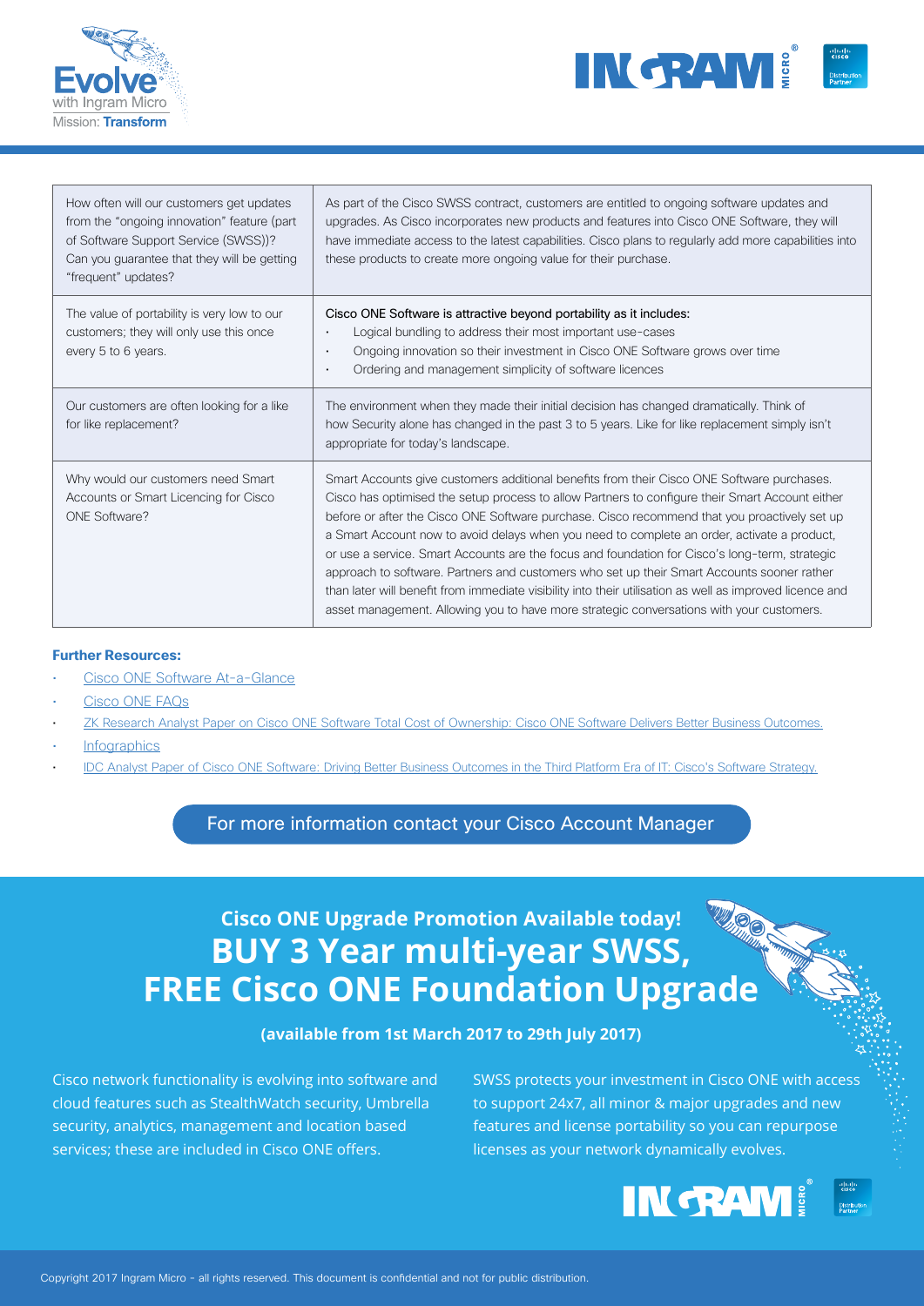| | |
|---|---|
| How often will our customers get updates from the "ongoing innovation" feature (part of Software Support Service (SWSS))? Can you guarantee that they will be getting "frequent" updates? | As part of the Cisco SWSS contract, customers are entitled to ongoing software updates and upgrades. As Cisco incorporates new products and features into Cisco ONE Software, they will have immediate access to the latest capabilities. Cisco plans to regularly add more capabilities into these products to create more ongoing value for their purchase. |
| The value of portability is very low to our customers; they will only use this once every 5 to 6 years. | Cisco ONE Software is attractive beyond portability as it includes:<br>• Logical bundling to address their most important use-cases<br>• Ongoing innovation so their investment in Cisco ONE Software grows over time<br>• Ordering and management simplicity of software licences |
| Our customers are often looking for a like for like replacement? | The environment when they made their initial decision has changed dramatically. Think of how Security alone has changed in the past 3 to 5 years. Like for like replacement simply isn't appropriate for today's landscape. |
| Why would our customers need Smart Accounts or Smart Licencing for Cisco ONE Software? | Smart Accounts give customers additional benefits from their Cisco ONE Software purchases. Cisco has optimised the setup process to allow Partners to configure their Smart Account either before or after the Cisco ONE Software purchase. Cisco recommend that you proactively set up a Smart Account now to avoid delays when you need to complete an order, activate a product, or use a service. Smart Accounts are the focus and foundation for Cisco's long-term, strategic approach to software. Partners and customers who set up their Smart Accounts sooner rather than later will benefit from immediate visibility into their utilisation as well as improved licence and asset management. Allowing you to have more strategic conversations with your customers. |

**Further Resources:**

- Cisco ONE Software At-a-Glance
- Cisco ONE FAQs
- ZK Research Analyst Paper on Cisco ONE Software Total Cost of Ownership: Cisco ONE Software Delivers Better Business Outcomes.
- Infographics
- IDC Analyst Paper of Cisco ONE Software: Driving Better Business Outcomes in the Third Platform Era of IT: Cisco's Software Strategy.

For more information contact your Cisco Account Manager

## Cisco ONE Upgrade Promotion Available today!

# BUY 3 Year multi-year SWSS, FREE Cisco ONE Foundation Upgrade

**(available from 1st March 2017 to 29th July 2017)**

Cisco network functionality is evolving into software and cloud features such as StealthWatch security, Umbrella security, analytics, management and location based services; these are included in Cisco ONE offers.

SWSS protects your investment in Cisco ONE with access to support 24x7, all minor & major upgrades and new features and license portability so you can repurpose licenses as your network dynamically evolves.

Copyright 2017 Ingram Micro - all rights reserved. This document is confidential and not for public distribution.